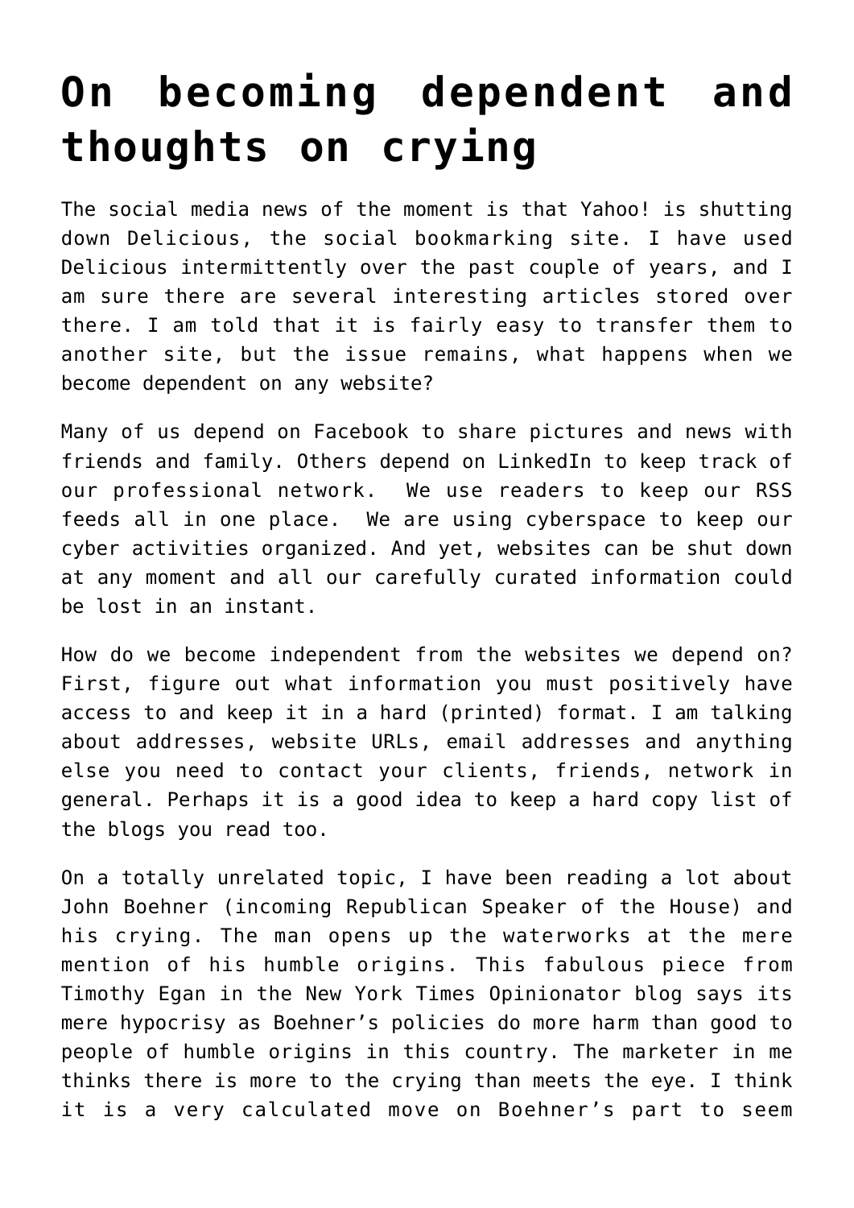# On becoming dependent and thoughts on crying

The social media news of the moment is that Yahoo! is shutting down Delicious, the social bookmarking site. I have used Delicious intermittently over the past couple of years, and I am sure there are several interesting articles stored over there. I am told that it is fairly easy to transfer them to another site, but the issue remains, what happens when we become dependent on any website?

Many of us depend on Facebook to share pictures and news with friends and family. Others depend on LinkedIn to keep track of our professional network. We use readers to keep our RSS feeds all in one place. We are using cyberspace to keep our cyber activities organized. And yet, websites can be shut down at any moment and all our carefully curated information could be lost in an instant.

How do we become independent from the websites we depend on? First, figure out what information you must positively have access to and keep it in a hard (printed) format. I am talking about addresses, website URLs, email addresses and anything else you need to contact your clients, friends, network in general. Perhaps it is a good idea to keep a hard copy list of the blogs you read too.

On a totally unrelated topic, I have been reading a lot about John Boehner (incoming Republican Speaker of the House) and his crying. The man opens up the waterworks at the mere mention of his humble origins. This fabulous piece from Timothy Egan in the New York Times Opinionator blog says its mere hypocrisy as Boehner's policies do more harm than good to people of humble origins in this country. The marketer in me thinks there is more to the crying than meets the eye. I think it is a very calculated move on Boehner's part to seem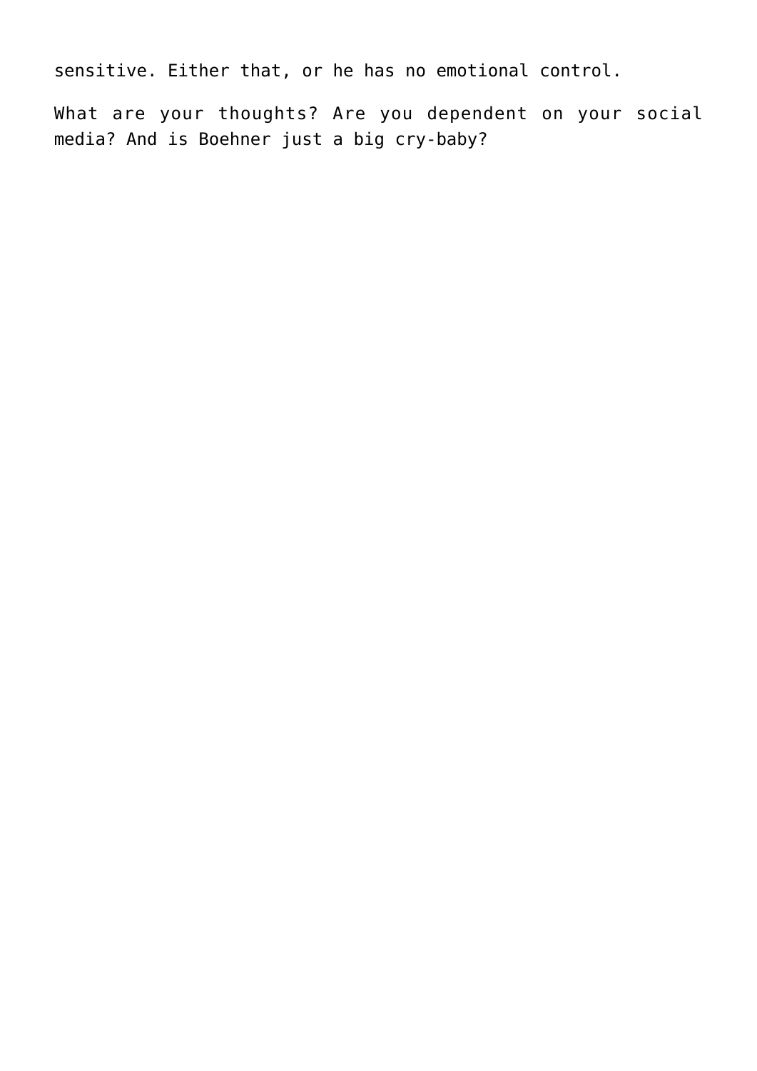sensitive. Either that, or he has no emotional control.

What are your thoughts? Are you dependent on your social media? And is Boehner just a big cry-baby?